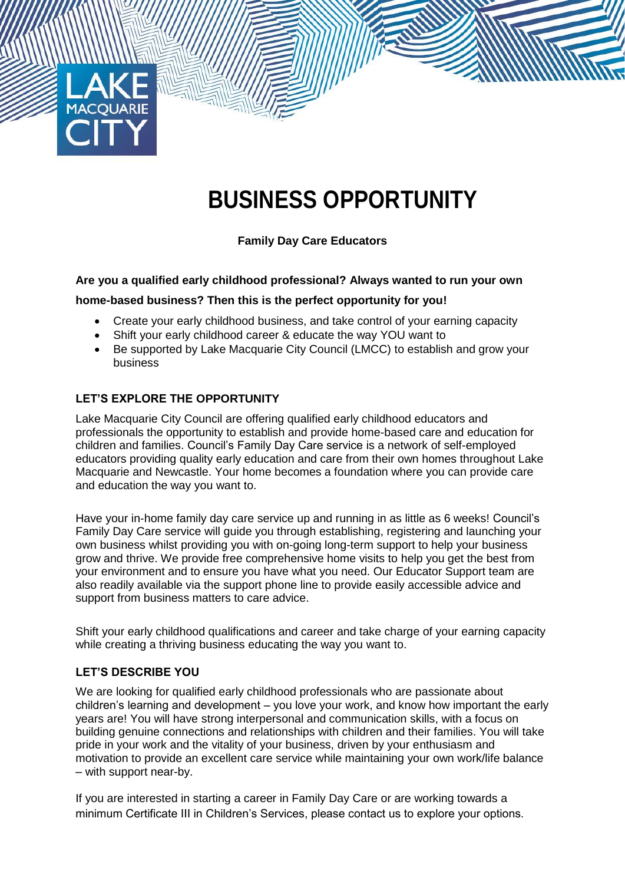# BUSINESS OPPORTUNITY

**Family Day Care Educators**

**Are you a qualified early childhood professional? Always wanted to run your own home-based business? Then this is the perfect opportunity for you!**

- Create your early childhood business, and take control of your earning capacity
- Shift your early childhood career & educate the way YOU want to
- Be supported by Lake Macquarie City Council (LMCC) to establish and grow your business

## LET'S EXPLORE THE OPPORTUNITY

Lake Macquarie City Council are offering qualified early childhood educators and professionals the opportunity to establish and provide home-based care and education for children and families. Council's Family Day Care service is a network of self-employed educators providing quality early education and care from their own homes throughout Lake Macquarie and Newcastle. Your home becomes a foundation where you can provide care and education the way you want to.

Have your in-home family day care service up and running in as little as 6 weeks! Council's Family Day Care service will guide you through establishing, registering and launching your own business whilst providing you with on-going long-term support to help your business grow and thrive. We provide free comprehensive home visits to help you get the best from your environment and to ensure you have what you need. Our Educator Support team are also readily available via the support phone line to provide easily accessible advice and support from business matters to care advice.

Shift your early childhood qualifications and career and take charge of your earning capacity while creating a thriving business educating the way you want to.

## LET'S DESCRIBE YOU

We are looking for qualified early childhood professionals who are passionate about children's learning and development – you love your work, and know how important the early years are! You will have strong interpersonal and communication skills, with a focus on building genuine connections and relationships with children and their families. You will take pride in your work and the vitality of your business, driven by your enthusiasm and motivation to provide an excellent care service while maintaining your own work/life balance – with support near-by.

If you are interested in starting a career in Family Day Care or are working towards a minimum Certificate III in Children's Services, please contact us to explore your options.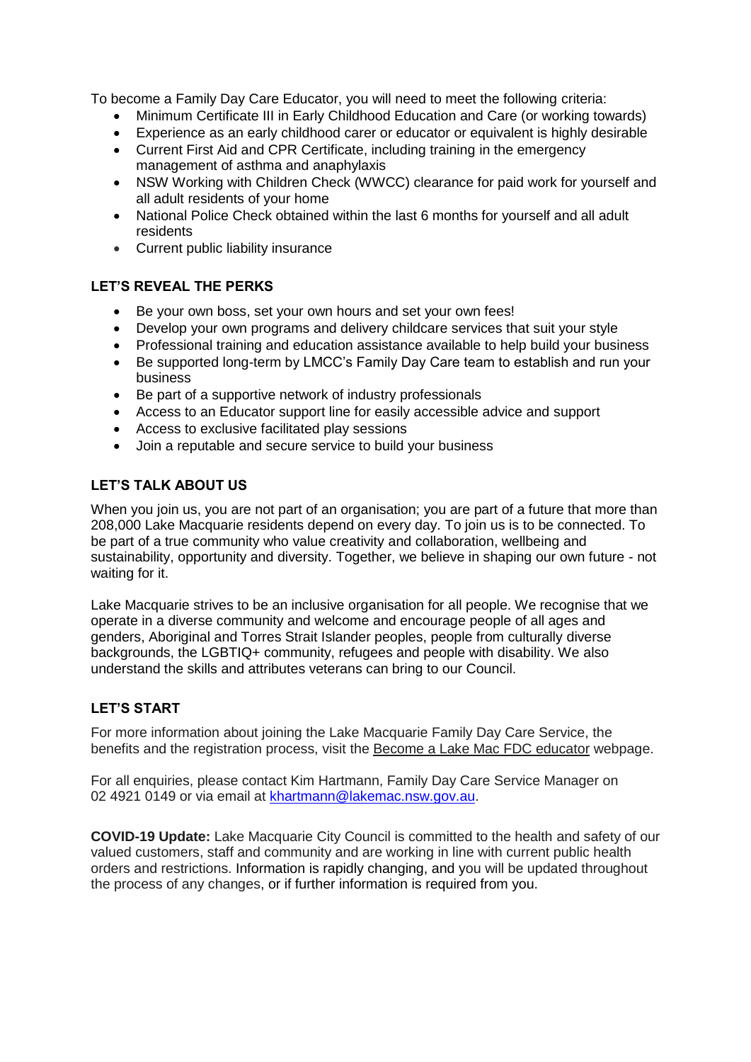To become a Family Day Care Educator, you will need to meet the following criteria:

- Minimum Certificate III in Early Childhood Education and Care (or working towards)
- Experience as an early childhood carer or educator or equivalent is highly desirable
- Current First Aid and CPR Certificate, including training in the emergency management of asthma and anaphylaxis
- NSW Working with Children Check (WWCC) clearance for paid work for yourself and all adult residents of your home
- National Police Check obtained within the last 6 months for yourself and all adult residents
- Current public liability insurance

**LET'S REVEAL THE PERKS**

- Be your own boss, set your own hours and set your own fees!
- Develop your own programs and delivery childcare services that suit your style
- Professional training and education assistance available to help build your business
- Be supported long-term by LMCC's Family Day Care team to establish and run your business
- Be part of a supportive network of industry professionals
- Access to an Educator support line for easily accessible advice and support
- Access to exclusive facilitated play sessions
- Join a reputable and secure service to build your business

**LET'S TALK ABOUT US**

When you join us, you are not part of an organisation; you are part of a future that more than 208,000 Lake Macquarie residents depend on every day. To join us is to be connected. To be part of a true community who value creativity and collaboration, wellbeing and sustainability, opportunity and diversity. Together, we believe in shaping our own future - not waiting for it.

Lake Macquarie strives to be an inclusive organisation for all people. We recognise that we operate in a diverse community and welcome and encourage people of all ages and genders, Aboriginal and Torres Strait Islander peoples, people from culturally diverse backgrounds, the LGBTIQ+ community, refugees and people with disability. We also understand the skills and attributes veterans can bring to our Council.

**LET'S START**

For more information about joining the Lake Macquarie Family Day Care Service, the benefits and the registration process, visit the Become a Lake Mac FDC educator webpage.

For all enquiries, please contact Kim Hartmann, Family Day Care Service Manager on 02 4921 0149 or via email at khartmann@lakemac.nsw.gov.au.

**COVID-19 Update:** Lake Macquarie City Council is committed to the health and safety of our valued customers, staff and community and are working in line with current public health orders and restrictions. Information is rapidly changing, and you will be updated throughout the process of any changes, or if further information is required from you.